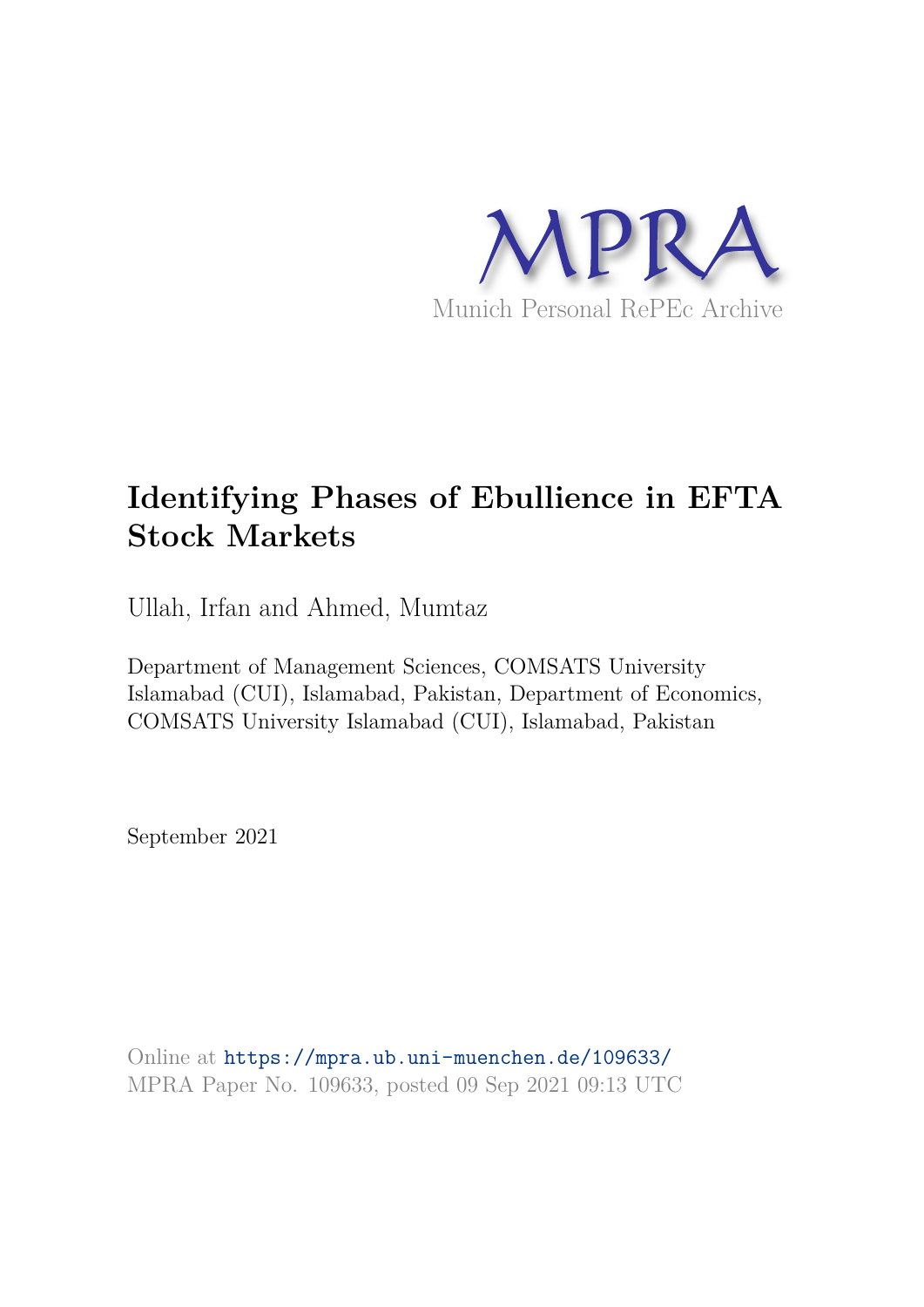MPRA

Munich Personal RePEc Archive

# Identifying Phases of Ebullience in EFTA Stock Markets

Ullah, Irfan and Ahmed, Mumtaz

Department of Management Sciences, COMSATS University Islamabad (CUI), Islamabad, Pakistan, Department of Economics, COMSATS University Islamabad (CUI), Islamabad, Pakistan

September 2021

Online at https://mpra.ub.uni-muenchen.de/109633/
MPRA Paper No. 109633, posted 09 Sep 2021 09:13 UTC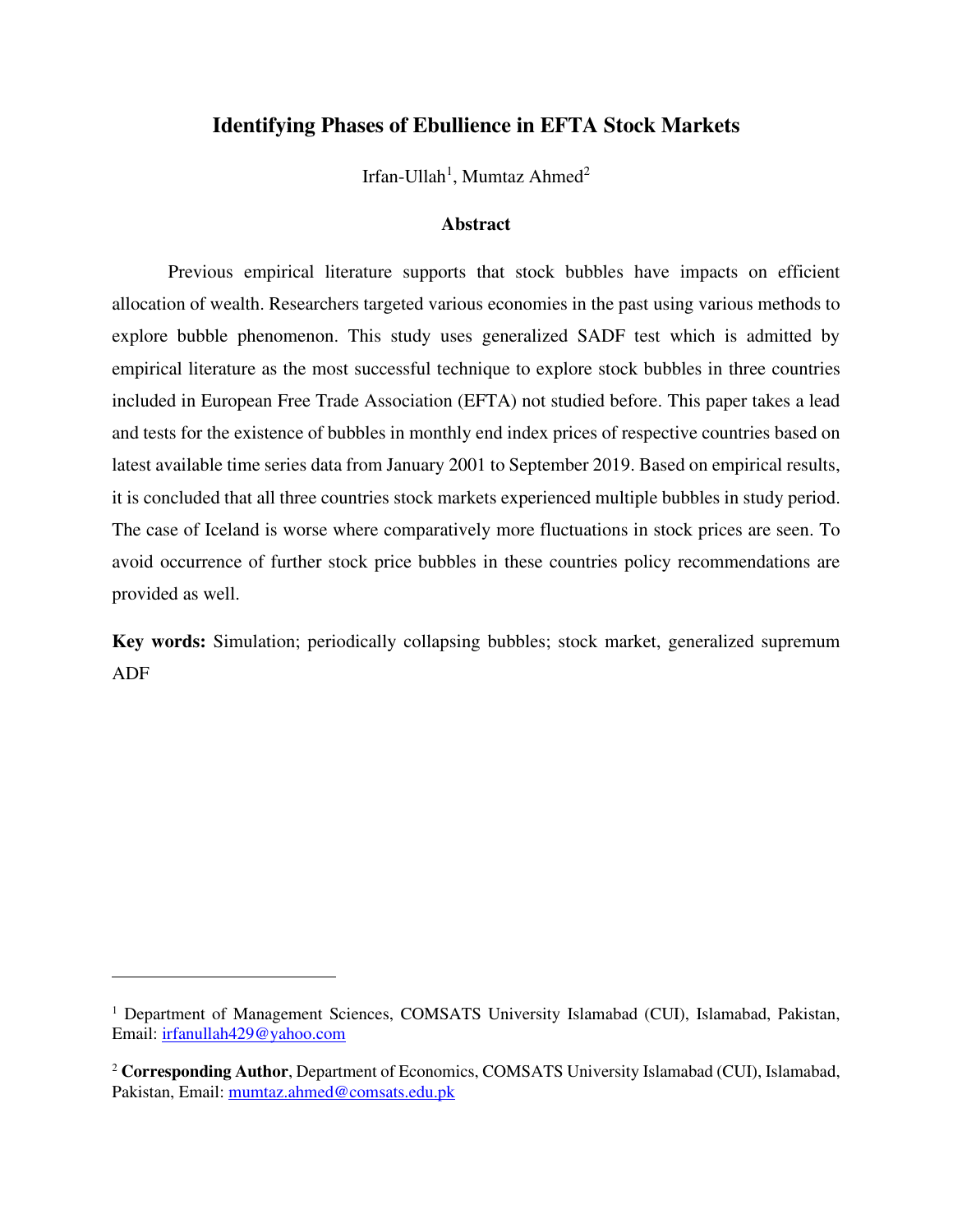# Identifying Phases of Ebullience in EFTA Stock Markets

Irfan-Ullah[1], Mumtaz Ahmed[2]

### Abstract

Previous empirical literature supports that stock bubbles have impacts on efficient allocation of wealth. Researchers targeted various economies in the past using various methods to explore bubble phenomenon. This study uses generalized SADF test which is admitted by empirical literature as the most successful technique to explore stock bubbles in three countries included in European Free Trade Association (EFTA) not studied before. This paper takes a lead and tests for the existence of bubbles in monthly end index prices of respective countries based on latest available time series data from January 2001 to September 2019. Based on empirical results, it is concluded that all three countries stock markets experienced multiple bubbles in study period. The case of Iceland is worse where comparatively more fluctuations in stock prices are seen. To avoid occurrence of further stock price bubbles in these countries policy recommendations are provided as well.

**Key words:** Simulation; periodically collapsing bubbles; stock market, generalized supremum ADF

---

[1] Department of Management Sciences, COMSATS University Islamabad (CUI), Islamabad, Pakistan, Email: irfanullah429@yahoo.com

[2] **Corresponding Author**, Department of Economics, COMSATS University Islamabad (CUI), Islamabad, Pakistan, Email: mumtaz.ahmed@comsats.edu.pk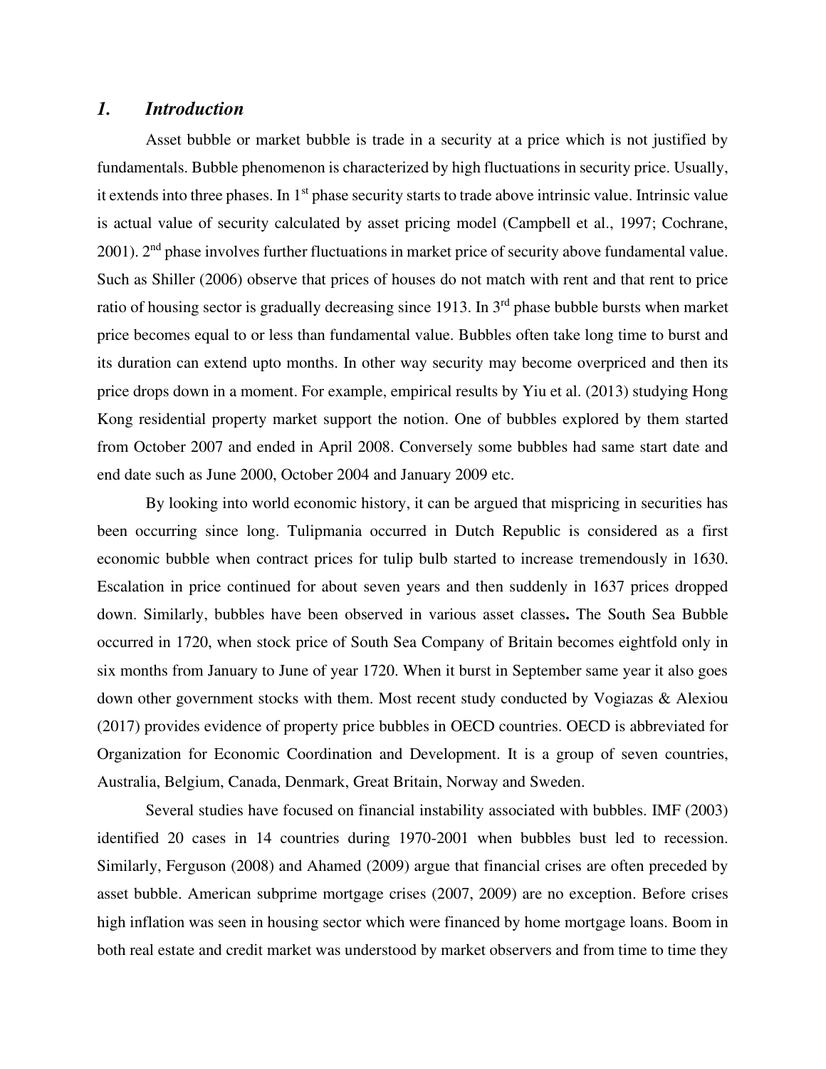## *1. Introduction*

Asset bubble or market bubble is trade in a security at a price which is not justified by fundamentals. Bubble phenomenon is characterized by high fluctuations in security price. Usually, it extends into three phases. In 1st phase security starts to trade above intrinsic value. Intrinsic value is actual value of security calculated by asset pricing model (Campbell et al., 1997; Cochrane, 2001). 2nd phase involves further fluctuations in market price of security above fundamental value. Such as Shiller (2006) observe that prices of houses do not match with rent and that rent to price ratio of housing sector is gradually decreasing since 1913. In 3rd phase bubble bursts when market price becomes equal to or less than fundamental value. Bubbles often take long time to burst and its duration can extend upto months. In other way security may become overpriced and then its price drops down in a moment. For example, empirical results by Yiu et al. (2013) studying Hong Kong residential property market support the notion. One of bubbles explored by them started from October 2007 and ended in April 2008. Conversely some bubbles had same start date and end date such as June 2000, October 2004 and January 2009 etc.

By looking into world economic history, it can be argued that mispricing in securities has been occurring since long. Tulipmania occurred in Dutch Republic is considered as a first economic bubble when contract prices for tulip bulb started to increase tremendously in 1630. Escalation in price continued for about seven years and then suddenly in 1637 prices dropped down. Similarly, bubbles have been observed in various asset classes**.** The South Sea Bubble occurred in 1720, when stock price of South Sea Company of Britain becomes eightfold only in six months from January to June of year 1720. When it burst in September same year it also goes down other government stocks with them. Most recent study conducted by Vogiazas & Alexiou (2017) provides evidence of property price bubbles in OECD countries. OECD is abbreviated for Organization for Economic Coordination and Development. It is a group of seven countries, Australia, Belgium, Canada, Denmark, Great Britain, Norway and Sweden.

Several studies have focused on financial instability associated with bubbles. IMF (2003) identified 20 cases in 14 countries during 1970-2001 when bubbles bust led to recession. Similarly, Ferguson (2008) and Ahamed (2009) argue that financial crises are often preceded by asset bubble. American subprime mortgage crises (2007, 2009) are no exception. Before crises high inflation was seen in housing sector which were financed by home mortgage loans. Boom in both real estate and credit market was understood by market observers and from time to time they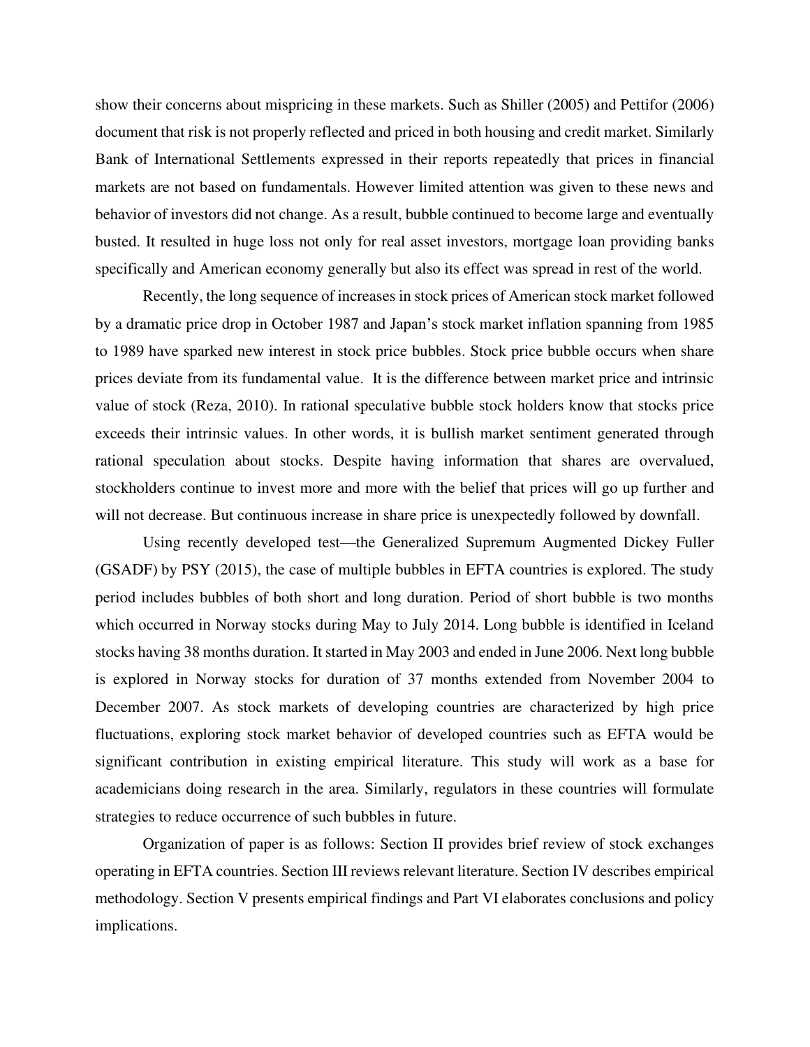show their concerns about mispricing in these markets. Such as Shiller (2005) and Pettifor (2006) document that risk is not properly reflected and priced in both housing and credit market. Similarly Bank of International Settlements expressed in their reports repeatedly that prices in financial markets are not based on fundamentals. However limited attention was given to these news and behavior of investors did not change. As a result, bubble continued to become large and eventually busted. It resulted in huge loss not only for real asset investors, mortgage loan providing banks specifically and American economy generally but also its effect was spread in rest of the world.

Recently, the long sequence of increases in stock prices of American stock market followed by a dramatic price drop in October 1987 and Japan's stock market inflation spanning from 1985 to 1989 have sparked new interest in stock price bubbles. Stock price bubble occurs when share prices deviate from its fundamental value. It is the difference between market price and intrinsic value of stock (Reza, 2010). In rational speculative bubble stock holders know that stocks price exceeds their intrinsic values. In other words, it is bullish market sentiment generated through rational speculation about stocks. Despite having information that shares are overvalued, stockholders continue to invest more and more with the belief that prices will go up further and will not decrease. But continuous increase in share price is unexpectedly followed by downfall.

Using recently developed test—the Generalized Supremum Augmented Dickey Fuller (GSADF) by PSY (2015), the case of multiple bubbles in EFTA countries is explored. The study period includes bubbles of both short and long duration. Period of short bubble is two months which occurred in Norway stocks during May to July 2014. Long bubble is identified in Iceland stocks having 38 months duration. It started in May 2003 and ended in June 2006. Next long bubble is explored in Norway stocks for duration of 37 months extended from November 2004 to December 2007. As stock markets of developing countries are characterized by high price fluctuations, exploring stock market behavior of developed countries such as EFTA would be significant contribution in existing empirical literature. This study will work as a base for academicians doing research in the area. Similarly, regulators in these countries will formulate strategies to reduce occurrence of such bubbles in future.

Organization of paper is as follows: Section II provides brief review of stock exchanges operating in EFTA countries. Section III reviews relevant literature. Section IV describes empirical methodology. Section V presents empirical findings and Part VI elaborates conclusions and policy implications.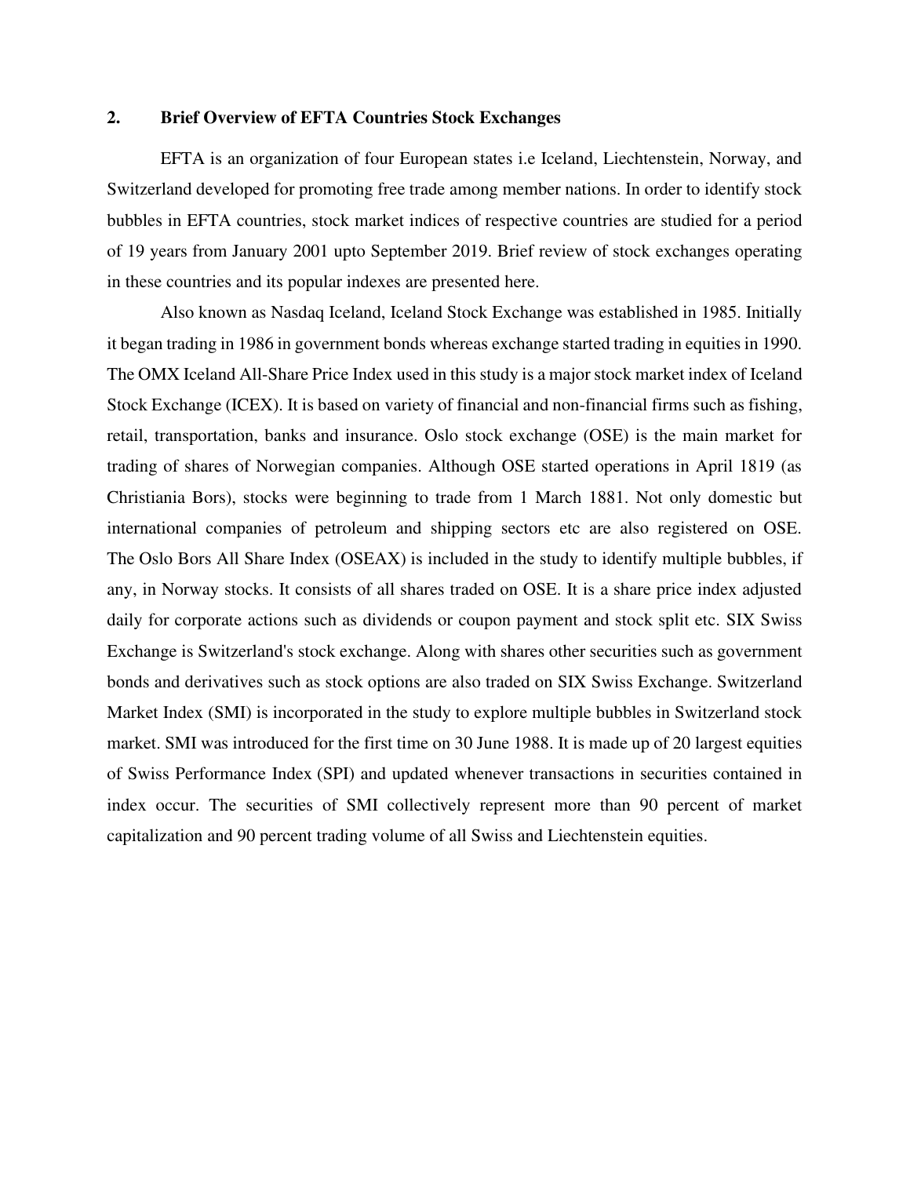## 2. Brief Overview of EFTA Countries Stock Exchanges

EFTA is an organization of four European states i.e Iceland, Liechtenstein, Norway, and Switzerland developed for promoting free trade among member nations. In order to identify stock bubbles in EFTA countries, stock market indices of respective countries are studied for a period of 19 years from January 2001 upto September 2019. Brief review of stock exchanges operating in these countries and its popular indexes are presented here.

Also known as Nasdaq Iceland, Iceland Stock Exchange was established in 1985. Initially it began trading in 1986 in government bonds whereas exchange started trading in equities in 1990. The OMX Iceland All-Share Price Index used in this study is a major stock market index of Iceland Stock Exchange (ICEX). It is based on variety of financial and non-financial firms such as fishing, retail, transportation, banks and insurance. Oslo stock exchange (OSE) is the main market for trading of shares of Norwegian companies. Although OSE started operations in April 1819 (as Christiania Bors), stocks were beginning to trade from 1 March 1881. Not only domestic but international companies of petroleum and shipping sectors etc are also registered on OSE. The Oslo Bors All Share Index (OSEAX) is included in the study to identify multiple bubbles, if any, in Norway stocks. It consists of all shares traded on OSE. It is a share price index adjusted daily for corporate actions such as dividends or coupon payment and stock split etc. SIX Swiss Exchange is Switzerland's stock exchange. Along with shares other securities such as government bonds and derivatives such as stock options are also traded on SIX Swiss Exchange. Switzerland Market Index (SMI) is incorporated in the study to explore multiple bubbles in Switzerland stock market. SMI was introduced for the first time on 30 June 1988. It is made up of 20 largest equities of Swiss Performance Index (SPI) and updated whenever transactions in securities contained in index occur. The securities of SMI collectively represent more than 90 percent of market capitalization and 90 percent trading volume of all Swiss and Liechtenstein equities.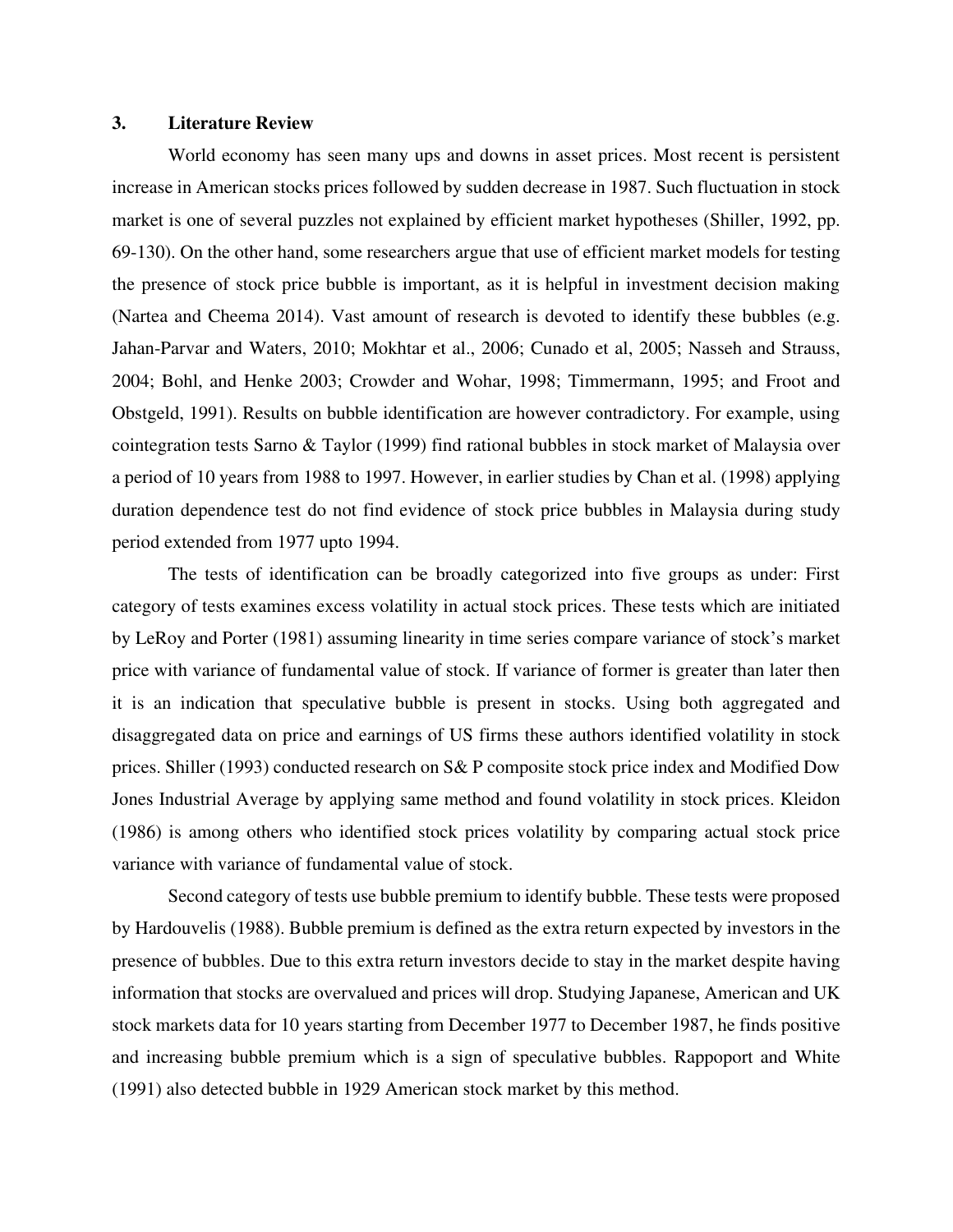## 3. Literature Review

World economy has seen many ups and downs in asset prices. Most recent is persistent increase in American stocks prices followed by sudden decrease in 1987. Such fluctuation in stock market is one of several puzzles not explained by efficient market hypotheses (Shiller, 1992, pp. 69-130). On the other hand, some researchers argue that use of efficient market models for testing the presence of stock price bubble is important, as it is helpful in investment decision making (Nartea and Cheema 2014). Vast amount of research is devoted to identify these bubbles (e.g. Jahan-Parvar and Waters, 2010; Mokhtar et al., 2006; Cunado et al, 2005; Nasseh and Strauss, 2004; Bohl, and Henke 2003; Crowder and Wohar, 1998; Timmermann, 1995; and Froot and Obstgeld, 1991). Results on bubble identification are however contradictory. For example, using cointegration tests Sarno & Taylor (1999) find rational bubbles in stock market of Malaysia over a period of 10 years from 1988 to 1997. However, in earlier studies by Chan et al. (1998) applying duration dependence test do not find evidence of stock price bubbles in Malaysia during study period extended from 1977 upto 1994.

The tests of identification can be broadly categorized into five groups as under: First category of tests examines excess volatility in actual stock prices. These tests which are initiated by LeRoy and Porter (1981) assuming linearity in time series compare variance of stock's market price with variance of fundamental value of stock. If variance of former is greater than later then it is an indication that speculative bubble is present in stocks. Using both aggregated and disaggregated data on price and earnings of US firms these authors identified volatility in stock prices. Shiller (1993) conducted research on S& P composite stock price index and Modified Dow Jones Industrial Average by applying same method and found volatility in stock prices. Kleidon (1986) is among others who identified stock prices volatility by comparing actual stock price variance with variance of fundamental value of stock.

Second category of tests use bubble premium to identify bubble. These tests were proposed by Hardouvelis (1988). Bubble premium is defined as the extra return expected by investors in the presence of bubbles. Due to this extra return investors decide to stay in the market despite having information that stocks are overvalued and prices will drop. Studying Japanese, American and UK stock markets data for 10 years starting from December 1977 to December 1987, he finds positive and increasing bubble premium which is a sign of speculative bubbles. Rappoport and White (1991) also detected bubble in 1929 American stock market by this method.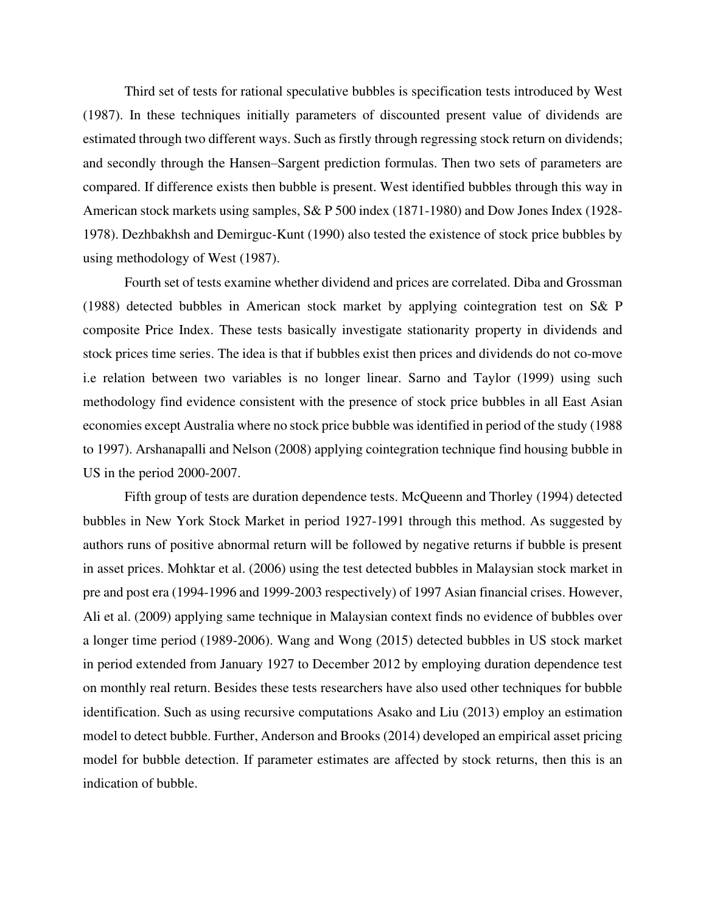Third set of tests for rational speculative bubbles is specification tests introduced by West (1987). In these techniques initially parameters of discounted present value of dividends are estimated through two different ways. Such as firstly through regressing stock return on dividends; and secondly through the Hansen–Sargent prediction formulas. Then two sets of parameters are compared. If difference exists then bubble is present. West identified bubbles through this way in American stock markets using samples, S& P 500 index (1871-1980) and Dow Jones Index (1928-1978). Dezhbakhsh and Demirguc-Kunt (1990) also tested the existence of stock price bubbles by using methodology of West (1987).

Fourth set of tests examine whether dividend and prices are correlated. Diba and Grossman (1988) detected bubbles in American stock market by applying cointegration test on S& P composite Price Index. These tests basically investigate stationarity property in dividends and stock prices time series. The idea is that if bubbles exist then prices and dividends do not co-move i.e relation between two variables is no longer linear. Sarno and Taylor (1999) using such methodology find evidence consistent with the presence of stock price bubbles in all East Asian economies except Australia where no stock price bubble was identified in period of the study (1988 to 1997). Arshanapalli and Nelson (2008) applying cointegration technique find housing bubble in US in the period 2000-2007.

Fifth group of tests are duration dependence tests. McQueenn and Thorley (1994) detected bubbles in New York Stock Market in period 1927-1991 through this method. As suggested by authors runs of positive abnormal return will be followed by negative returns if bubble is present in asset prices. Mohktar et al. (2006) using the test detected bubbles in Malaysian stock market in pre and post era (1994-1996 and 1999-2003 respectively) of 1997 Asian financial crises. However, Ali et al. (2009) applying same technique in Malaysian context finds no evidence of bubbles over a longer time period (1989-2006). Wang and Wong (2015) detected bubbles in US stock market in period extended from January 1927 to December 2012 by employing duration dependence test on monthly real return. Besides these tests researchers have also used other techniques for bubble identification. Such as using recursive computations Asako and Liu (2013) employ an estimation model to detect bubble. Further, Anderson and Brooks (2014) developed an empirical asset pricing model for bubble detection. If parameter estimates are affected by stock returns, then this is an indication of bubble.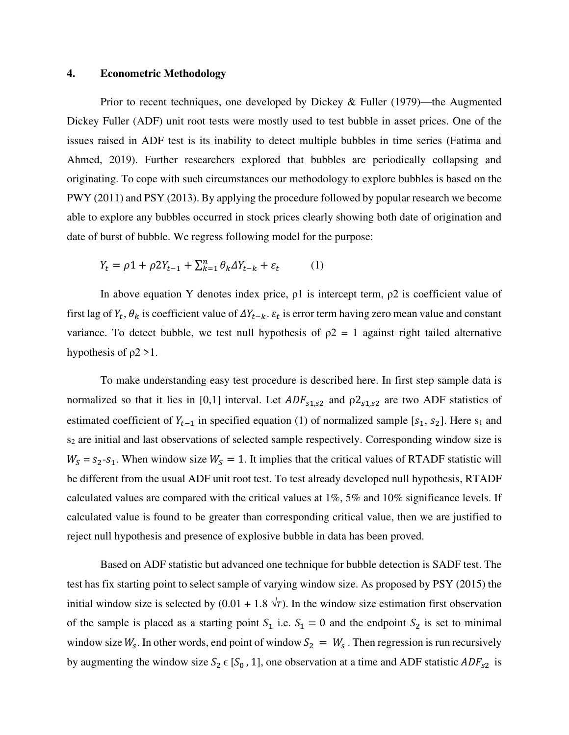## 4. Econometric Methodology

Prior to recent techniques, one developed by Dickey & Fuller (1979)—the Augmented Dickey Fuller (ADF) unit root tests were mostly used to test bubble in asset prices. One of the issues raised in ADF test is its inability to detect multiple bubbles in time series (Fatima and Ahmed, 2019). Further researchers explored that bubbles are periodically collapsing and originating. To cope with such circumstances our methodology to explore bubbles is based on the PWY (2011) and PSY (2013). By applying the procedure followed by popular research we become able to explore any bubbles occurred in stock prices clearly showing both date of origination and date of burst of bubble. We regress following model for the purpose:

$$Y_t = \rho 1 + \rho 2 Y_{t-1} + \sum_{k=1}^{n} \theta_k \Delta Y_{t-k} + \varepsilon_t \qquad (1)$$

In above equation Y denotes index price, ρ1 is intercept term, ρ2 is coefficient value of first lag of $Y_t$, $\theta_k$ is coefficient value of $\Delta Y_{t-k}$. $\varepsilon_t$ is error term having zero mean value and constant variance. To detect bubble, we test null hypothesis of ρ2 = 1 against right tailed alternative hypothesis of ρ2 >1.

To make understanding easy test procedure is described here. In first step sample data is normalized so that it lies in [0,1] interval. Let $ADF_{s1,s2}$ and $\rho 2_{s1,s2}$ are two ADF statistics of estimated coefficient of $Y_{t-1}$ in specified equation (1) of normalized sample $[s_1, s_2]$. Here $s_1$ and $s_2$ are initial and last observations of selected sample respectively. Corresponding window size is $W_S = s_2 - s_1$. When window size $W_S = 1$. It implies that the critical values of RTADF statistic will be different from the usual ADF unit root test. To test already developed null hypothesis, RTADF calculated values are compared with the critical values at 1%, 5% and 10% significance levels. If calculated value is found to be greater than corresponding critical value, then we are justified to reject null hypothesis and presence of explosive bubble in data has been proved.

Based on ADF statistic but advanced one technique for bubble detection is SADF test. The test has fix starting point to select sample of varying window size. As proposed by PSY (2015) the initial window size is selected by $(0.01 + 1.8\sqrt{T})$. In the window size estimation first observation of the sample is placed as a starting point $S_1$ i.e. $S_1 = 0$ and the endpoint $S_2$ is set to minimal window size $W_s$. In other words, end point of window $S_2 = W_s$. Then regression is run recursively by augmenting the window size $S_2 \in [S_0, 1]$, one observation at a time and ADF statistic $ADF_{s2}$ is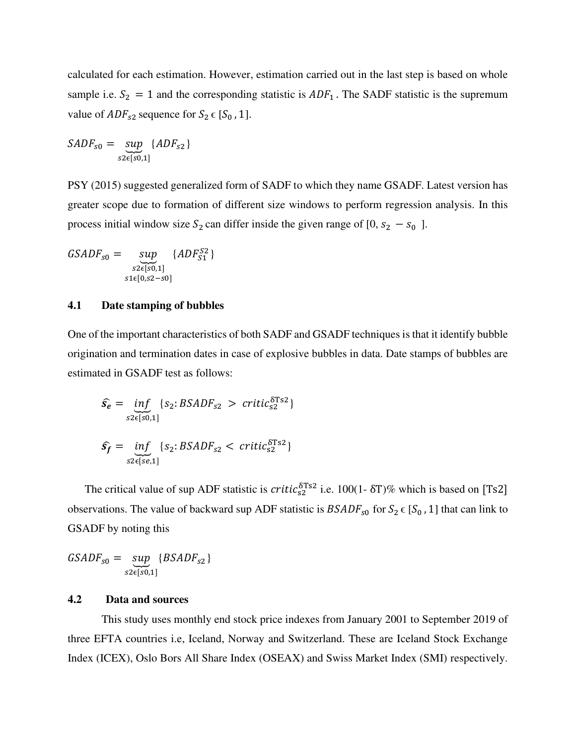calculated for each estimation. However, estimation carried out in the last step is based on whole sample i.e. $S_2 = 1$ and the corresponding statistic is $ADF_1$. The SADF statistic is the supremum value of $ADF_{s2}$ sequence for $S_2 \epsilon [S_0, 1]$.

$$SADF_{s0} = \underbrace{sup}_{s2\epsilon[s0,1]} \{ADF_{s2}\}$$

PSY (2015) suggested generalized form of SADF to which they name GSADF. Latest version has greater scope due to formation of different size windows to perform regression analysis. In this process initial window size $S_2$ can differ inside the given range of $[0, s_2 - s_0]$.

$$GSADF_{s0} = \underbrace{sup}_{\substack{s2\epsilon[s0,1] \\ s1\epsilon[0,s2-s0]}} \{ADF_{S1}^{S2}\}$$

### 4.1 Date stamping of bubbles

One of the important characteristics of both SADF and GSADF techniques is that it identify bubble origination and termination dates in case of explosive bubbles in data. Date stamps of bubbles are estimated in GSADF test as follows:

$$\widehat{s_e} = \underbrace{inf}_{s2\epsilon[s0,1]} \{s_2 : BSADF_{s2} > critic_{s2}^{\delta Ts2}\}$$

$$\widehat{s_f} = \underbrace{inf}_{s2\epsilon[se,1]} \{s_2 : BSADF_{s2} < critic_{s2}^{\delta Ts2}\}$$

The critical value of sup ADF statistic is $critic_{s2}^{\delta Ts2}$ i.e. 100(1- δT)% which is based on [Ts2] observations. The value of backward sup ADF statistic is $BSADF_{s0}$ for $S_2 \epsilon [S_0, 1]$ that can link to GSADF by noting this

$$GSADF_{s0} = \underbrace{sup}_{s2\epsilon[s0,1]} \{BSADF_{s2}\}$$

### 4.2 Data and sources

This study uses monthly end stock price indexes from January 2001 to September 2019 of three EFTA countries i.e, Iceland, Norway and Switzerland. These are Iceland Stock Exchange Index (ICEX), Oslo Bors All Share Index (OSEAX) and Swiss Market Index (SMI) respectively.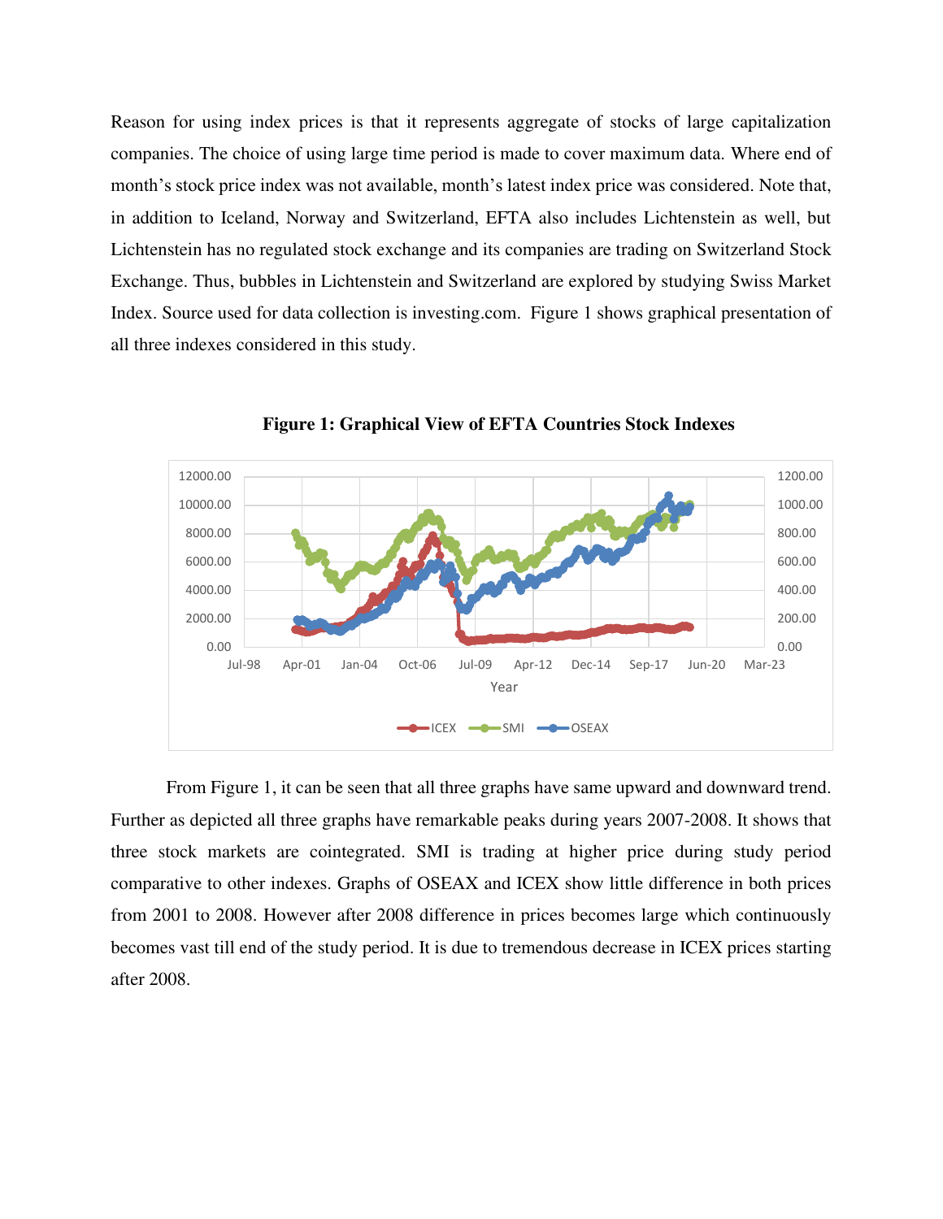Reason for using index prices is that it represents aggregate of stocks of large capitalization companies. The choice of using large time period is made to cover maximum data. Where end of month's stock price index was not available, month's latest index price was considered. Note that, in addition to Iceland, Norway and Switzerland, EFTA also includes Lichtenstein as well, but Lichtenstein has no regulated stock exchange and its companies are trading on Switzerland Stock Exchange. Thus, bubbles in Lichtenstein and Switzerland are explored by studying Swiss Market Index. Source used for data collection is investing.com. Figure 1 shows graphical presentation of all three indexes considered in this study.

**Figure 1: Graphical View of EFTA Countries Stock Indexes**

From Figure 1, it can be seen that all three graphs have same upward and downward trend. Further as depicted all three graphs have remarkable peaks during years 2007-2008. It shows that three stock markets are cointegrated. SMI is trading at higher price during study period comparative to other indexes. Graphs of OSEAX and ICEX show little difference in both prices from 2001 to 2008. However after 2008 difference in prices becomes large which continuously becomes vast till end of the study period. It is due to tremendous decrease in ICEX prices starting after 2008.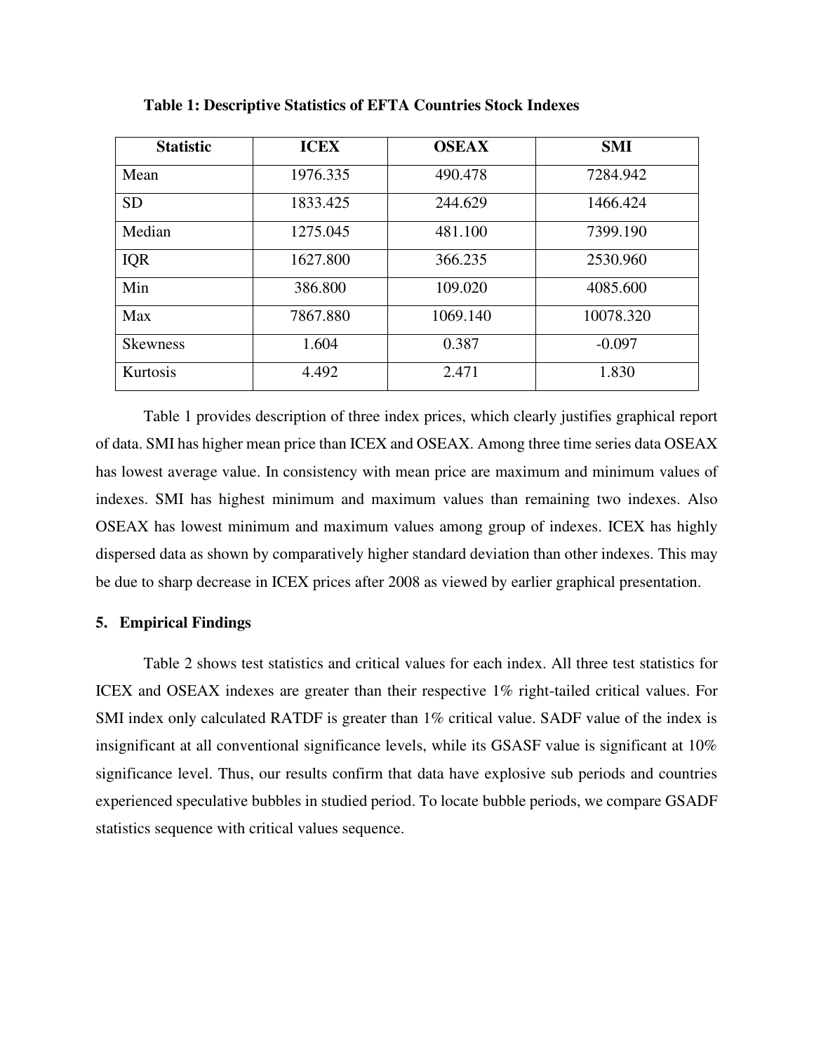**Table 1: Descriptive Statistics of EFTA Countries Stock Indexes**

| Statistic | ICEX | OSEAX | SMI |
|---|---|---|---|
| Mean | 1976.335 | 490.478 | 7284.942 |
| SD | 1833.425 | 244.629 | 1466.424 |
| Median | 1275.045 | 481.100 | 7399.190 |
| IQR | 1627.800 | 366.235 | 2530.960 |
| Min | 386.800 | 109.020 | 4085.600 |
| Max | 7867.880 | 1069.140 | 10078.320 |
| Skewness | 1.604 | 0.387 | -0.097 |
| Kurtosis | 4.492 | 2.471 | 1.830 |

Table 1 provides description of three index prices, which clearly justifies graphical report of data. SMI has higher mean price than ICEX and OSEAX. Among three time series data OSEAX has lowest average value. In consistency with mean price are maximum and minimum values of indexes. SMI has highest minimum and maximum values than remaining two indexes. Also OSEAX has lowest minimum and maximum values among group of indexes. ICEX has highly dispersed data as shown by comparatively higher standard deviation than other indexes. This may be due to sharp decrease in ICEX prices after 2008 as viewed by earlier graphical presentation.

## 5. Empirical Findings

Table 2 shows test statistics and critical values for each index. All three test statistics for ICEX and OSEAX indexes are greater than their respective 1% right-tailed critical values. For SMI index only calculated RATDF is greater than 1% critical value. SADF value of the index is insignificant at all conventional significance levels, while its GSASF value is significant at 10% significance level. Thus, our results confirm that data have explosive sub periods and countries experienced speculative bubbles in studied period. To locate bubble periods, we compare GSADF statistics sequence with critical values sequence.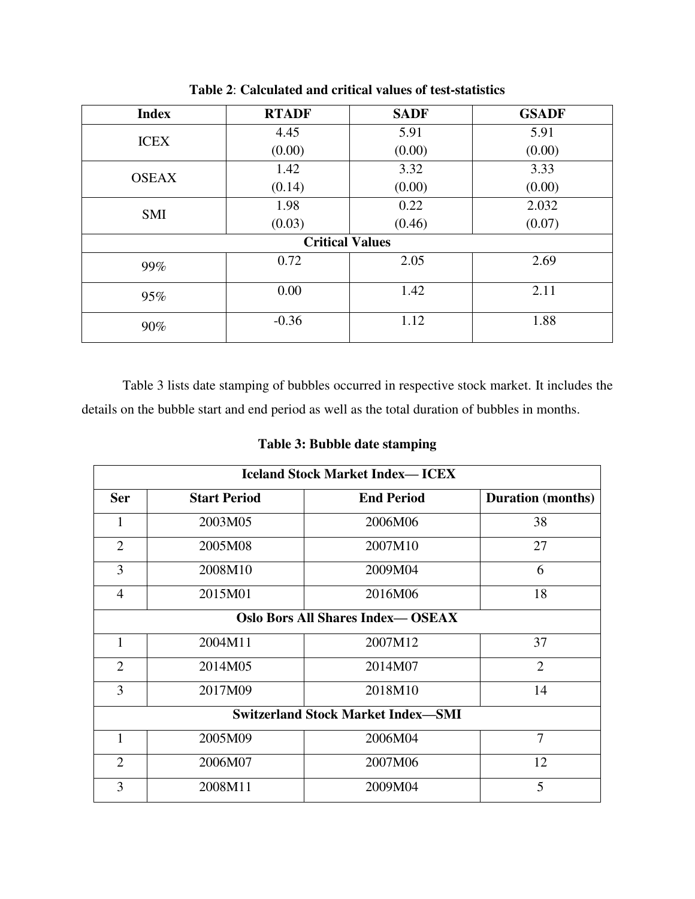**Table 2**: **Calculated and critical values of test-statistics**

| Index | RTADF | SADF | GSADF |
|---|---|---|---|
| ICEX | 4.45<br>(0.00) | 5.91<br>(0.00) | 5.91<br>(0.00) |
| OSEAX | 1.42<br>(0.14) | 3.32<br>(0.00) | 3.33<br>(0.00) |
| SMI | 1.98<br>(0.03) | 0.22<br>(0.46) | 2.032<br>(0.07) |
| **Critical Values** | | | |
| 99% | 0.72 | 2.05 | 2.69 |
| 95% | 0.00 | 1.42 | 2.11 |
| 90% | -0.36 | 1.12 | 1.88 |

Table 3 lists date stamping of bubbles occurred in respective stock market. It includes the details on the bubble start and end period as well as the total duration of bubbles in months.

**Table 3: Bubble date stamping**

| Ser | Start Period | End Period | Duration (months) |
|---|---|---|---|
| **Iceland Stock Market Index— ICEX** | | | |
| 1 | 2003M05 | 2006M06 | 38 |
| 2 | 2005M08 | 2007M10 | 27 |
| 3 | 2008M10 | 2009M04 | 6 |
| 4 | 2015M01 | 2016M06 | 18 |
| **Oslo Bors All Shares Index— OSEAX** | | | |
| 1 | 2004M11 | 2007M12 | 37 |
| 2 | 2014M05 | 2014M07 | 2 |
| 3 | 2017M09 | 2018M10 | 14 |
| **Switzerland Stock Market Index—SMI** | | | |
| 1 | 2005M09 | 2006M04 | 7 |
| 2 | 2006M07 | 2007M06 | 12 |
| 3 | 2008M11 | 2009M04 | 5 |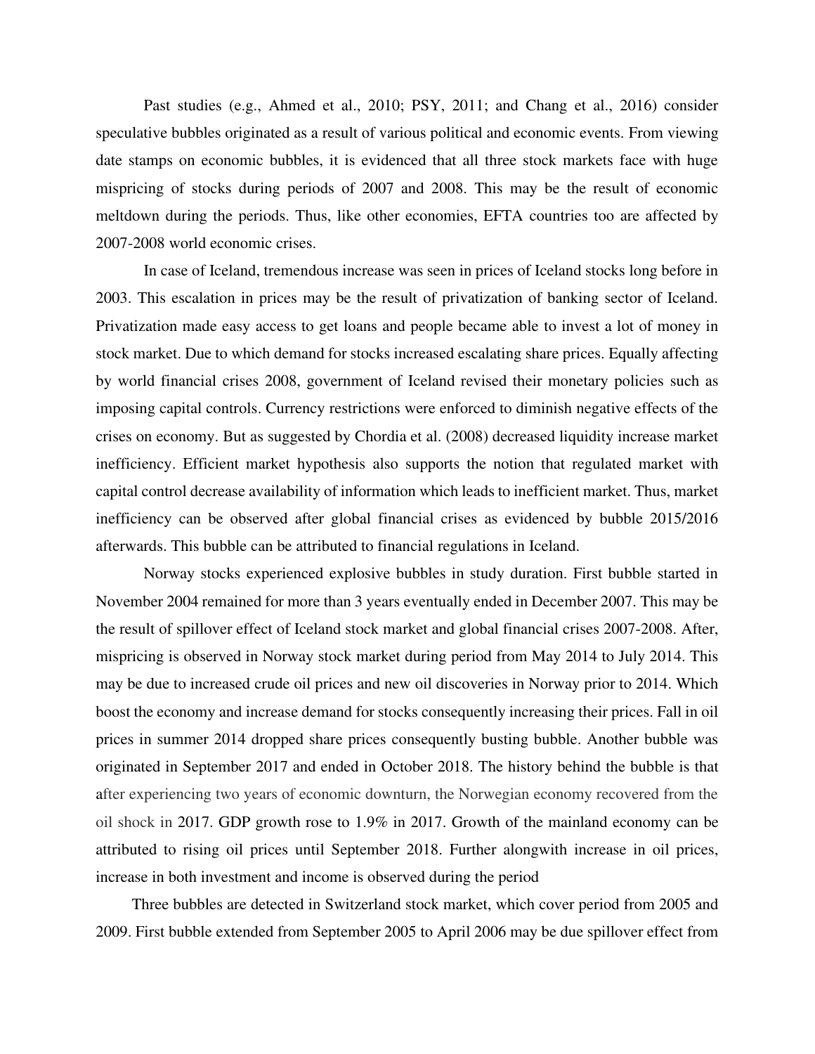Past studies (e.g., Ahmed et al., 2010; PSY, 2011; and Chang et al., 2016) consider speculative bubbles originated as a result of various political and economic events. From viewing date stamps on economic bubbles, it is evidenced that all three stock markets face with huge mispricing of stocks during periods of 2007 and 2008. This may be the result of economic meltdown during the periods. Thus, like other economies, EFTA countries too are affected by 2007-2008 world economic crises.

In case of Iceland, tremendous increase was seen in prices of Iceland stocks long before in 2003. This escalation in prices may be the result of privatization of banking sector of Iceland. Privatization made easy access to get loans and people became able to invest a lot of money in stock market. Due to which demand for stocks increased escalating share prices. Equally affecting by world financial crises 2008, government of Iceland revised their monetary policies such as imposing capital controls. Currency restrictions were enforced to diminish negative effects of the crises on economy. But as suggested by Chordia et al. (2008) decreased liquidity increase market inefficiency. Efficient market hypothesis also supports the notion that regulated market with capital control decrease availability of information which leads to inefficient market. Thus, market inefficiency can be observed after global financial crises as evidenced by bubble 2015/2016 afterwards. This bubble can be attributed to financial regulations in Iceland.

Norway stocks experienced explosive bubbles in study duration. First bubble started in November 2004 remained for more than 3 years eventually ended in December 2007. This may be the result of spillover effect of Iceland stock market and global financial crises 2007-2008. After, mispricing is observed in Norway stock market during period from May 2014 to July 2014. This may be due to increased crude oil prices and new oil discoveries in Norway prior to 2014. Which boost the economy and increase demand for stocks consequently increasing their prices. Fall in oil prices in summer 2014 dropped share prices consequently busting bubble. Another bubble was originated in September 2017 and ended in October 2018. The history behind the bubble is that after experiencing two years of economic downturn, the Norwegian economy recovered from the oil shock in 2017. GDP growth rose to 1.9% in 2017. Growth of the mainland economy can be attributed to rising oil prices until September 2018. Further alongwith increase in oil prices, increase in both investment and income is observed during the period

Three bubbles are detected in Switzerland stock market, which cover period from 2005 and 2009. First bubble extended from September 2005 to April 2006 may be due spillover effect from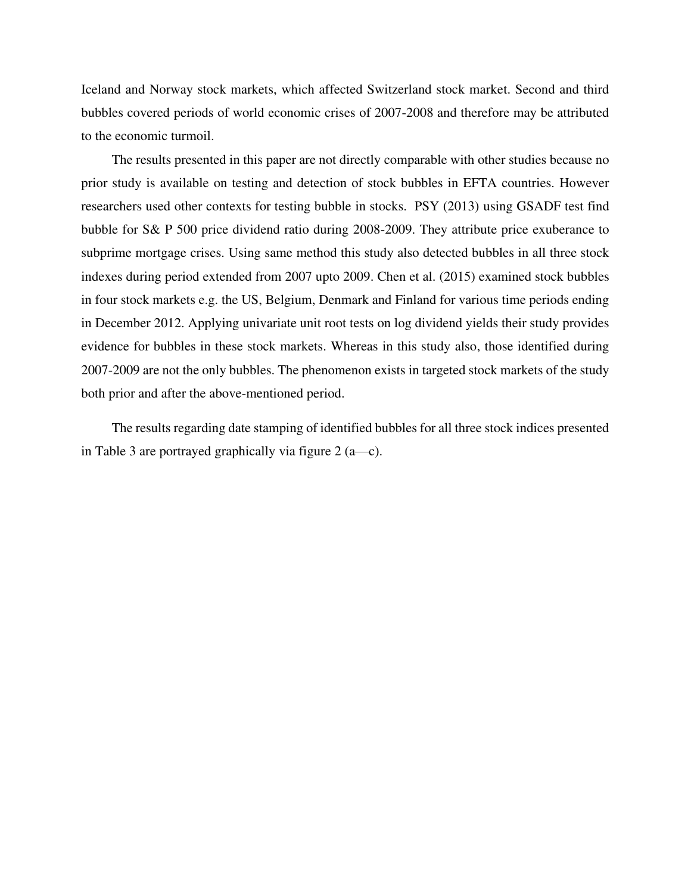Iceland and Norway stock markets, which affected Switzerland stock market. Second and third bubbles covered periods of world economic crises of 2007-2008 and therefore may be attributed to the economic turmoil.

The results presented in this paper are not directly comparable with other studies because no prior study is available on testing and detection of stock bubbles in EFTA countries. However researchers used other contexts for testing bubble in stocks. PSY (2013) using GSADF test find bubble for S& P 500 price dividend ratio during 2008-2009. They attribute price exuberance to subprime mortgage crises. Using same method this study also detected bubbles in all three stock indexes during period extended from 2007 upto 2009. Chen et al. (2015) examined stock bubbles in four stock markets e.g. the US, Belgium, Denmark and Finland for various time periods ending in December 2012. Applying univariate unit root tests on log dividend yields their study provides evidence for bubbles in these stock markets. Whereas in this study also, those identified during 2007-2009 are not the only bubbles. The phenomenon exists in targeted stock markets of the study both prior and after the above-mentioned period.

The results regarding date stamping of identified bubbles for all three stock indices presented in Table 3 are portrayed graphically via figure 2 (a—c).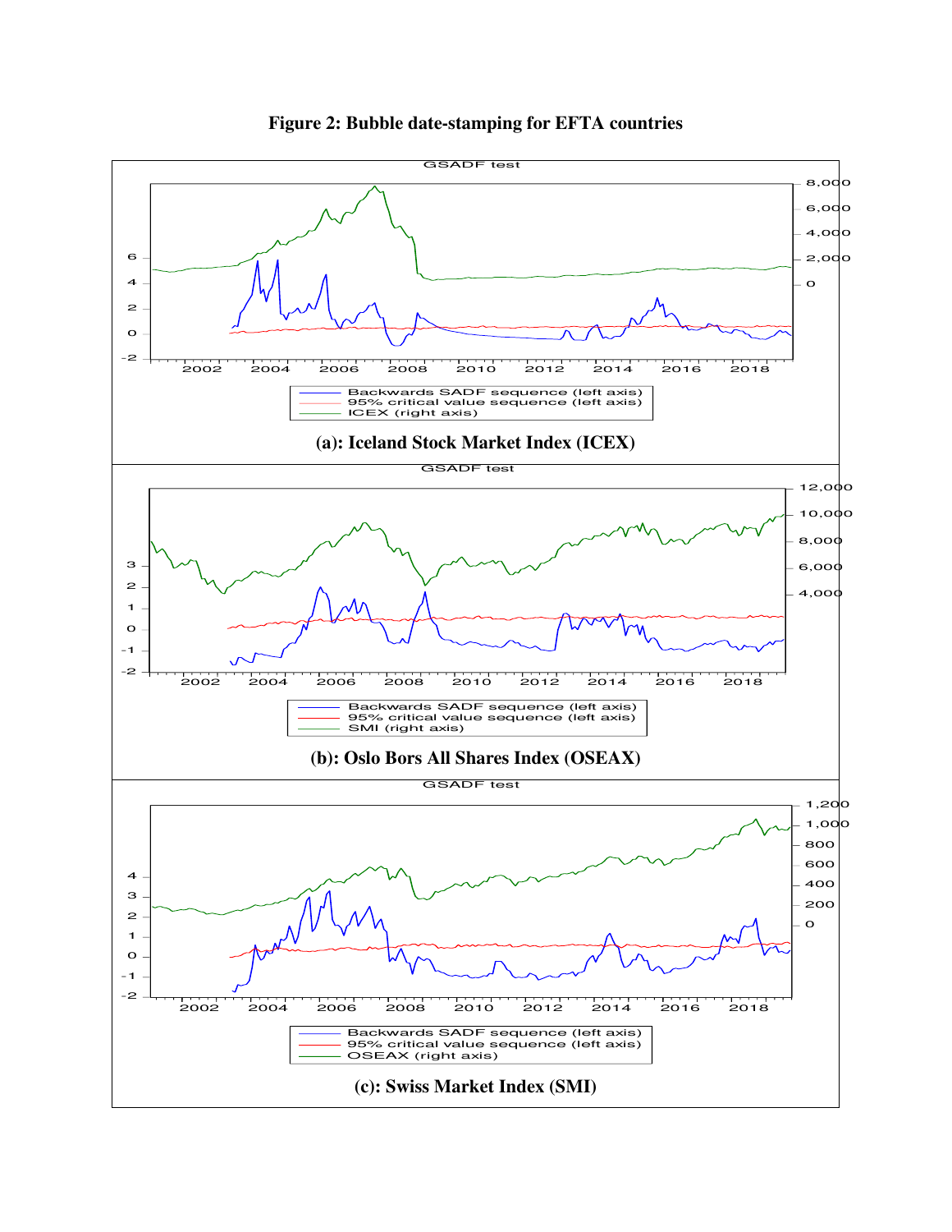**Figure 2: Bubble date-stamping for EFTA countries**

GSADF test

Backwards SADF sequence (left axis)
95% critical value sequence (left axis)
ICEX (right axis)

**(a): Iceland Stock Market Index (ICEX)**

GSADF test

Backwards SADF sequence (left axis)
95% critical value sequence (left axis)
SMI (right axis)

**(b): Oslo Bors All Shares Index (OSEAX)**

GSADF test

Backwards SADF sequence (left axis)
95% critical value sequence (left axis)
OSEAX (right axis)

**(c): Swiss Market Index (SMI)**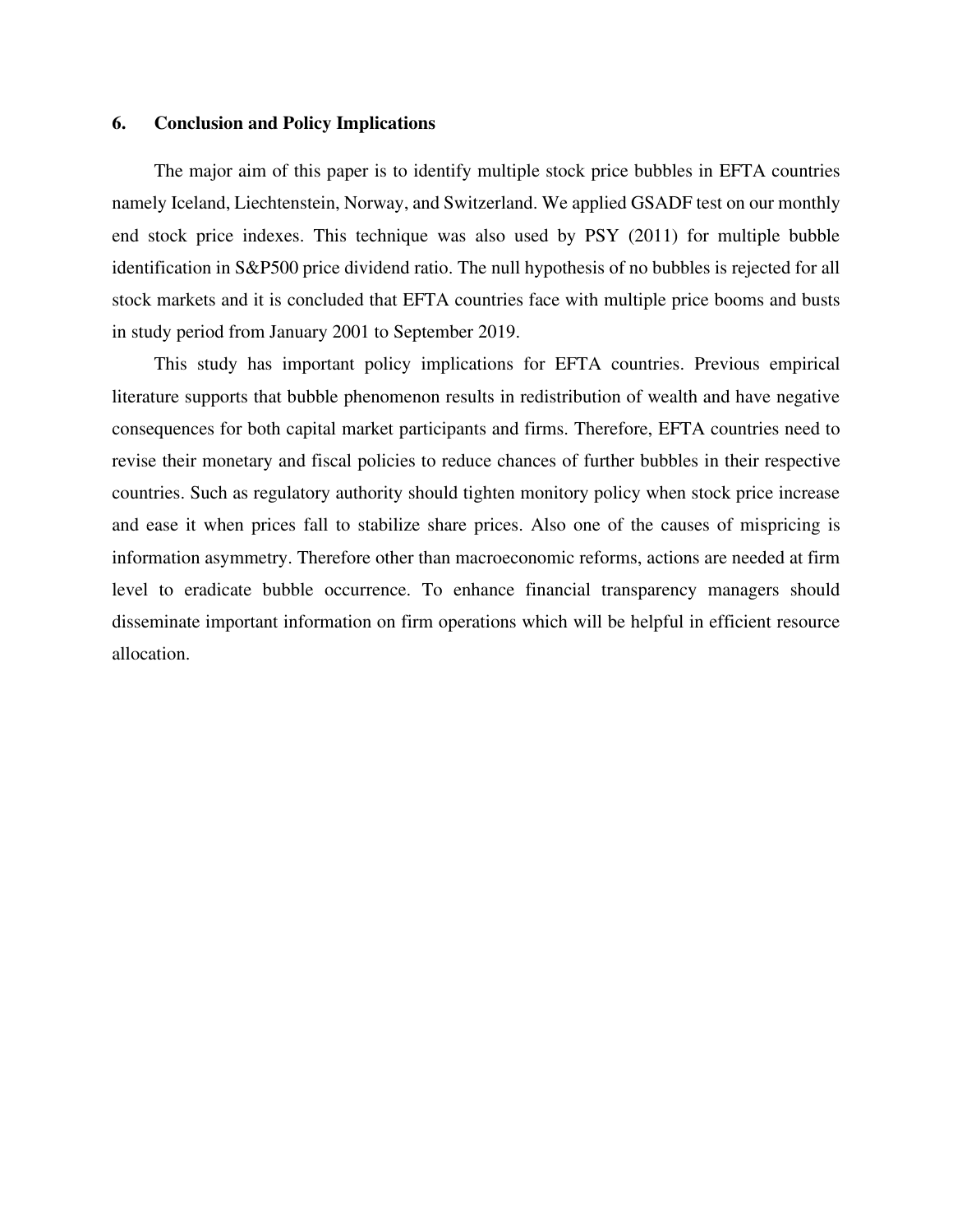## 6. Conclusion and Policy Implications

The major aim of this paper is to identify multiple stock price bubbles in EFTA countries namely Iceland, Liechtenstein, Norway, and Switzerland. We applied GSADF test on our monthly end stock price indexes. This technique was also used by PSY (2011) for multiple bubble identification in S&P500 price dividend ratio. The null hypothesis of no bubbles is rejected for all stock markets and it is concluded that EFTA countries face with multiple price booms and busts in study period from January 2001 to September 2019.

This study has important policy implications for EFTA countries. Previous empirical literature supports that bubble phenomenon results in redistribution of wealth and have negative consequences for both capital market participants and firms. Therefore, EFTA countries need to revise their monetary and fiscal policies to reduce chances of further bubbles in their respective countries. Such as regulatory authority should tighten monitory policy when stock price increase and ease it when prices fall to stabilize share prices. Also one of the causes of mispricing is information asymmetry. Therefore other than macroeconomic reforms, actions are needed at firm level to eradicate bubble occurrence. To enhance financial transparency managers should disseminate important information on firm operations which will be helpful in efficient resource allocation.